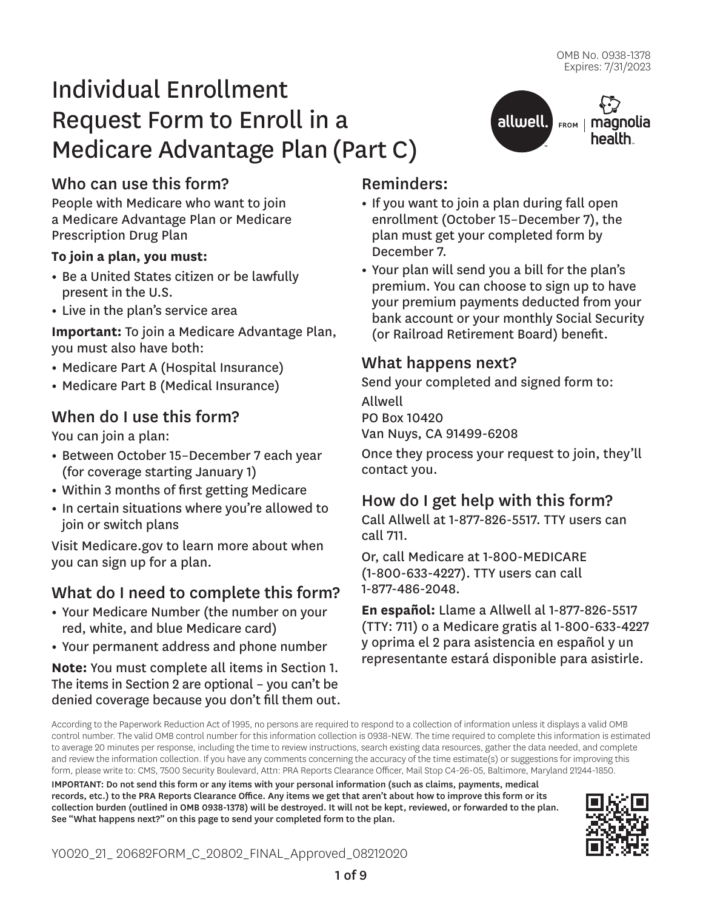OMB No. 0938-1378
Expires: 7/31/2023

# Individual Enrollment Request Form to Enroll in a Medicare Advantage Plan (Part C)

## Who can use this form?

People with Medicare who want to join a Medicare Advantage Plan or Medicare Prescription Drug Plan

**To join a plan, you must:**

- Be a United States citizen or be lawfully present in the U.S.
- Live in the plan's service area

**Important:** To join a Medicare Advantage Plan, you must also have both:

- Medicare Part A (Hospital Insurance)
- Medicare Part B (Medical Insurance)

## When do I use this form?

You can join a plan:

- Between October 15–December 7 each year (for coverage starting January 1)
- Within 3 months of first getting Medicare
- In certain situations where you're allowed to join or switch plans

Visit Medicare.gov to learn more about when you can sign up for a plan.

## What do I need to complete this form?

- Your Medicare Number (the number on your red, white, and blue Medicare card)
- Your permanent address and phone number

**Note:** You must complete all items in Section 1. The items in Section 2 are optional – you can't be denied coverage because you don't fill them out.

## Reminders:

- If you want to join a plan during fall open enrollment (October 15–December 7), the plan must get your completed form by December 7.
- Your plan will send you a bill for the plan's premium. You can choose to sign up to have your premium payments deducted from your bank account or your monthly Social Security (or Railroad Retirement Board) benefit.

## What happens next?

Send your completed and signed form to:

Allwell
PO Box 10420
Van Nuys, CA 91499-6208

Once they process your request to join, they'll contact you.

## How do I get help with this form?

Call Allwell at 1-877-826-5517. TTY users can call 711.

Or, call Medicare at 1-800-MEDICARE (1-800-633-4227). TTY users can call 1-877-486-2048.

**En español:** Llame a Allwell al 1-877-826-5517 (TTY: 711) o a Medicare gratis al 1-800-633-4227 y oprima el 2 para asistencia en español y un representante estará disponible para asistirle.

According to the Paperwork Reduction Act of 1995, no persons are required to respond to a collection of information unless it displays a valid OMB control number. The valid OMB control number for this information collection is 0938-NEW. The time required to complete this information is estimated to average 20 minutes per response, including the time to review instructions, search existing data resources, gather the data needed, and complete and review the information collection. If you have any comments concerning the accuracy of the time estimate(s) or suggestions for improving this form, please write to: CMS, 7500 Security Boulevard, Attn: PRA Reports Clearance Officer, Mail Stop C4-26-05, Baltimore, Maryland 21244-1850.

**IMPORTANT: Do not send this form or any items with your personal information (such as claims, payments, medical records, etc.) to the PRA Reports Clearance Office. Any items we get that aren't about how to improve this form or its collection burden (outlined in OMB 0938-1378) will be destroyed. It will not be kept, reviewed, or forwarded to the plan. See "What happens next?" on this page to send your completed form to the plan.**

Y0020_21_ 20682FORM_C_20802_FINAL_Approved_08212020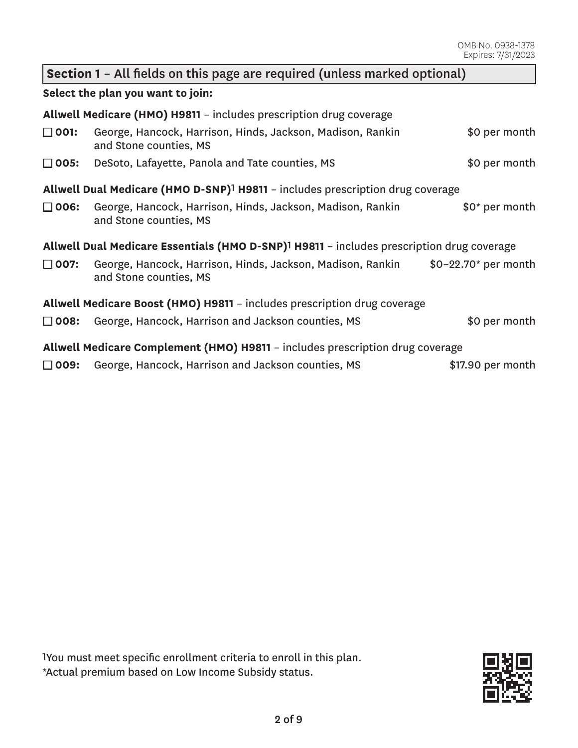OMB No. 0938-1378
Expires: 7/31/2023

## Section 1 – All fields on this page are required (unless marked optional)

**Select the plan you want to join:**

**Allwell Medicare (HMO) H9811** – includes prescription drug coverage

- ☐ **001:** George, Hancock, Harrison, Hinds, Jackson, Madison, Rankin and Stone counties, MS — $0 per month
- ☐ **005:** DeSoto, Lafayette, Panola and Tate counties, MS — $0 per month

**Allwell Dual Medicare (HMO D-SNP)[1] H9811** – includes prescription drug coverage

- ☐ **006:** George, Hancock, Harrison, Hinds, Jackson, Madison, Rankin and Stone counties, MS — $0* per month

**Allwell Dual Medicare Essentials (HMO D-SNP)[1] H9811** – includes prescription drug coverage

- ☐ **007:** George, Hancock, Harrison, Hinds, Jackson, Madison, Rankin and Stone counties, MS — $0–22.70* per month

**Allwell Medicare Boost (HMO) H9811** – includes prescription drug coverage

- ☐ **008:** George, Hancock, Harrison and Jackson counties, MS — $0 per month

**Allwell Medicare Complement (HMO) H9811** – includes prescription drug coverage

- ☐ **009:** George, Hancock, Harrison and Jackson counties, MS — $17.90 per month

[1]You must meet specific enrollment criteria to enroll in this plan.
*Actual premium based on Low Income Subsidy status.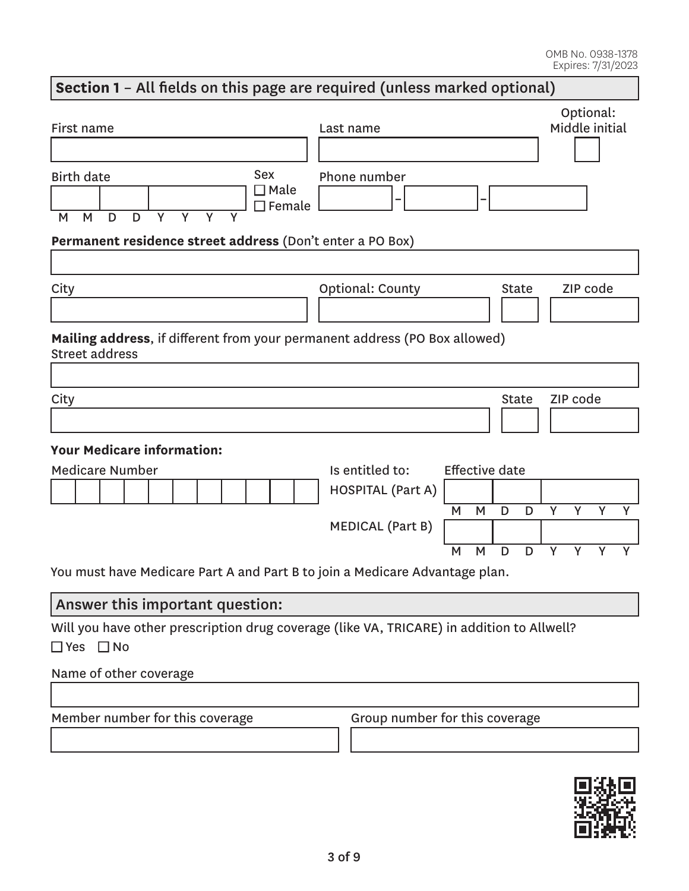OMB No. 0938-1378
Expires: 7/31/2023

## Section 1 – All fields on this page are required (unless marked optional)

First name

Last name

Optional: Middle initial

Birth date (M M D D Y Y Y Y)

Sex
☐ Male
☐ Female

Phone number
\_\_\_\_ – \_\_\_\_ – \_\_\_\_

**Permanent residence street address** (Don't enter a PO Box)

City

Optional: County

State

ZIP code

**Mailing address**, if different from your permanent address (PO Box allowed)
Street address

City

State

ZIP code

**Your Medicare information:**

Medicare Number

| Is entitled to: | Effective date |
| --- | --- |
| HOSPITAL (Part A) | M M D D Y Y Y Y |
| MEDICAL (Part B) | M M D D Y Y Y Y |

You must have Medicare Part A and Part B to join a Medicare Advantage plan.

## Answer this important question:

Will you have other prescription drug coverage (like VA, TRICARE) in addition to Allwell?
☐ Yes ☐ No

Name of other coverage

Member number for this coverage

Group number for this coverage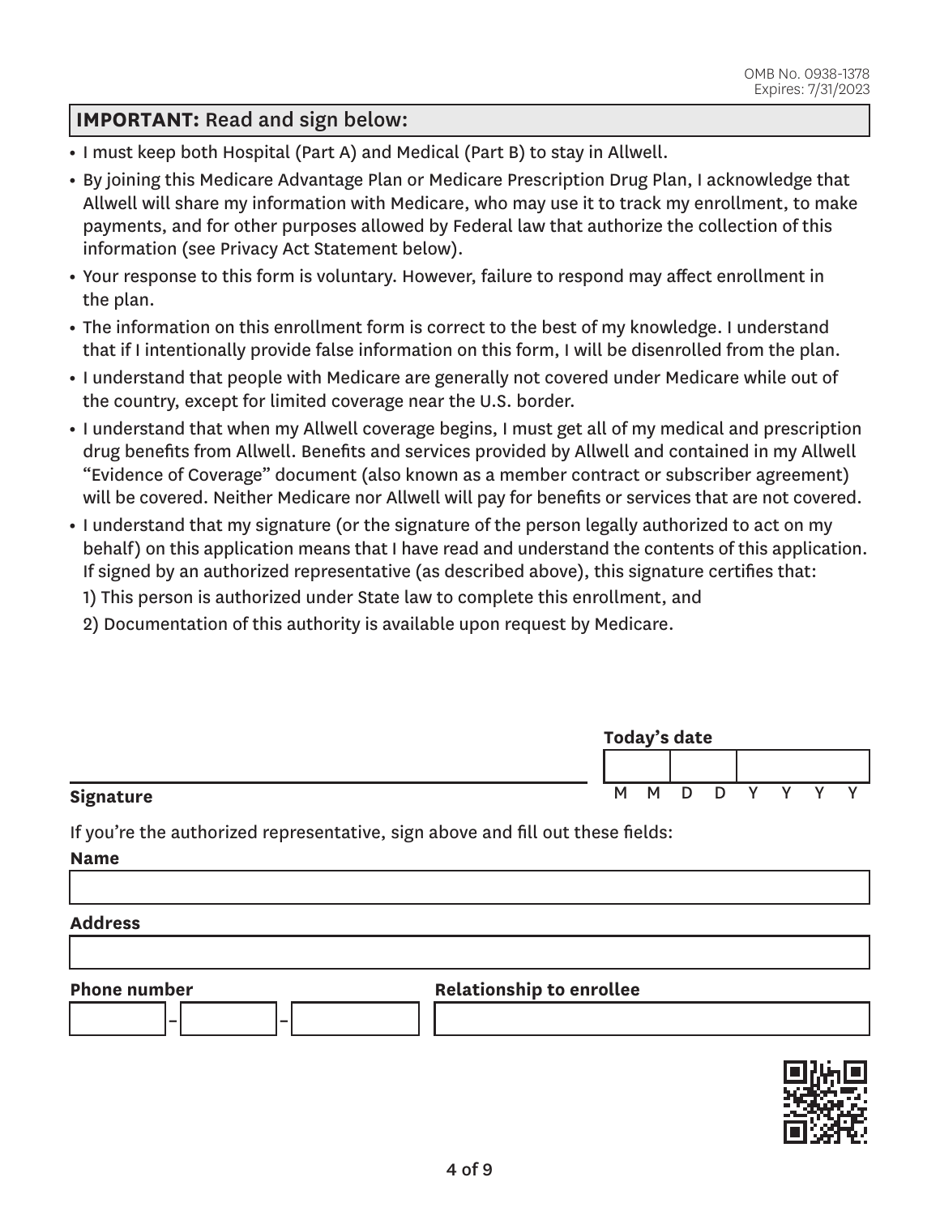OMB No. 0938-1378
Expires: 7/31/2023

## IMPORTANT: Read and sign below:

- I must keep both Hospital (Part A) and Medical (Part B) to stay in Allwell.
- By joining this Medicare Advantage Plan or Medicare Prescription Drug Plan, I acknowledge that Allwell will share my information with Medicare, who may use it to track my enrollment, to make payments, and for other purposes allowed by Federal law that authorize the collection of this information (see Privacy Act Statement below).
- Your response to this form is voluntary. However, failure to respond may affect enrollment in the plan.
- The information on this enrollment form is correct to the best of my knowledge. I understand that if I intentionally provide false information on this form, I will be disenrolled from the plan.
- I understand that people with Medicare are generally not covered under Medicare while out of the country, except for limited coverage near the U.S. border.
- I understand that when my Allwell coverage begins, I must get all of my medical and prescription drug benefits from Allwell. Benefits and services provided by Allwell and contained in my Allwell "Evidence of Coverage" document (also known as a member contract or subscriber agreement) will be covered. Neither Medicare nor Allwell will pay for benefits or services that are not covered.
- I understand that my signature (or the signature of the person legally authorized to act on my behalf) on this application means that I have read and understand the contents of this application. If signed by an authorized representative (as described above), this signature certifies that:

  1) This person is authorized under State law to complete this enrollment, and

  2) Documentation of this authority is available upon request by Medicare.

**Signature** ______________________________

**Today's date** ____ ____ ________ (M M D D Y Y Y Y)

If you're the authorized representative, sign above and fill out these fields:

**Name** ______________________________

**Address** ______________________________

**Phone number** ______ - ______ - ______

**Relationship to enrollee** ______________________________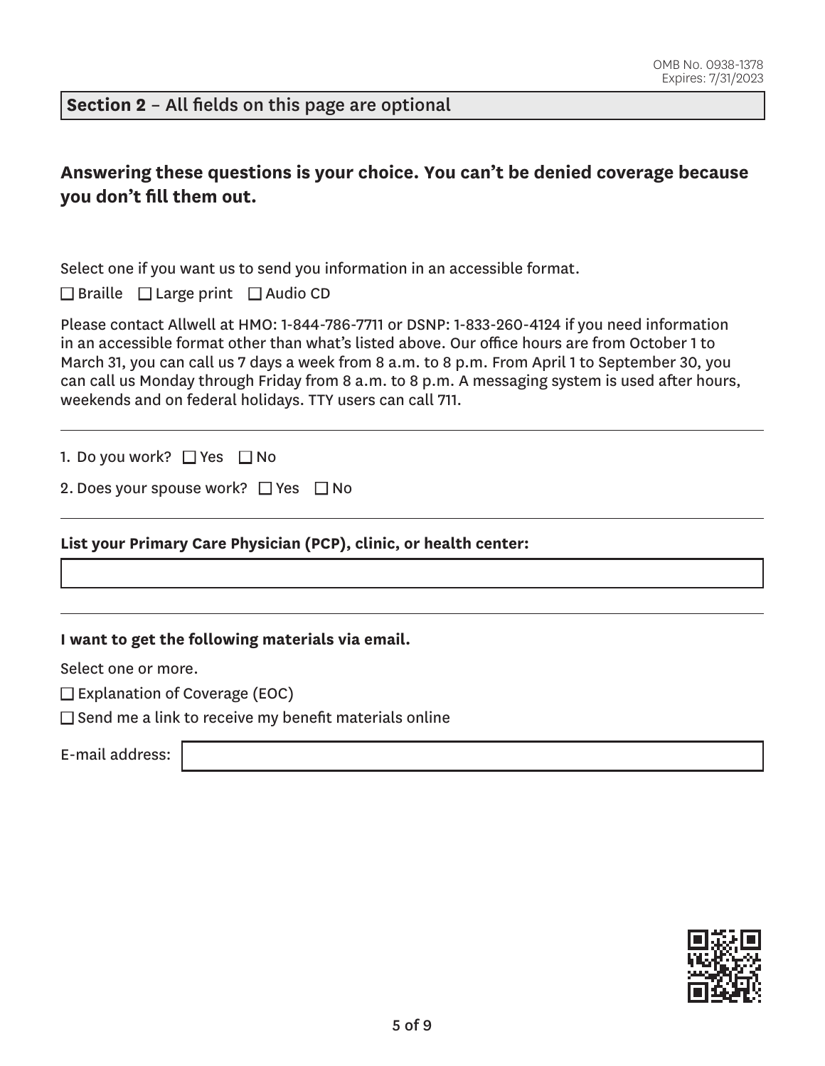## Section 2 – All fields on this page are optional

**Answering these questions is your choice. You can't be denied coverage because you don't fill them out.**

Select one if you want us to send you information in an accessible format.

☐ Braille ☐ Large print ☐ Audio CD

Please contact Allwell at HMO: 1-844-786-7711 or DSNP: 1-833-260-4124 if you need information in an accessible format other than what's listed above. Our office hours are from October 1 to March 31, you can call us 7 days a week from 8 a.m. to 8 p.m. From April 1 to September 30, you can call us Monday through Friday from 8 a.m. to 8 p.m. A messaging system is used after hours, weekends and on federal holidays. TTY users can call 711.

---

1. Do you work? ☐ Yes ☐ No
2. Does your spouse work? ☐ Yes ☐ No

---

**List your Primary Care Physician (PCP), clinic, or health center:**

---

**I want to get the following materials via email.**

Select one or more.

☐ Explanation of Coverage (EOC)

☐ Send me a link to receive my benefit materials online

E-mail address: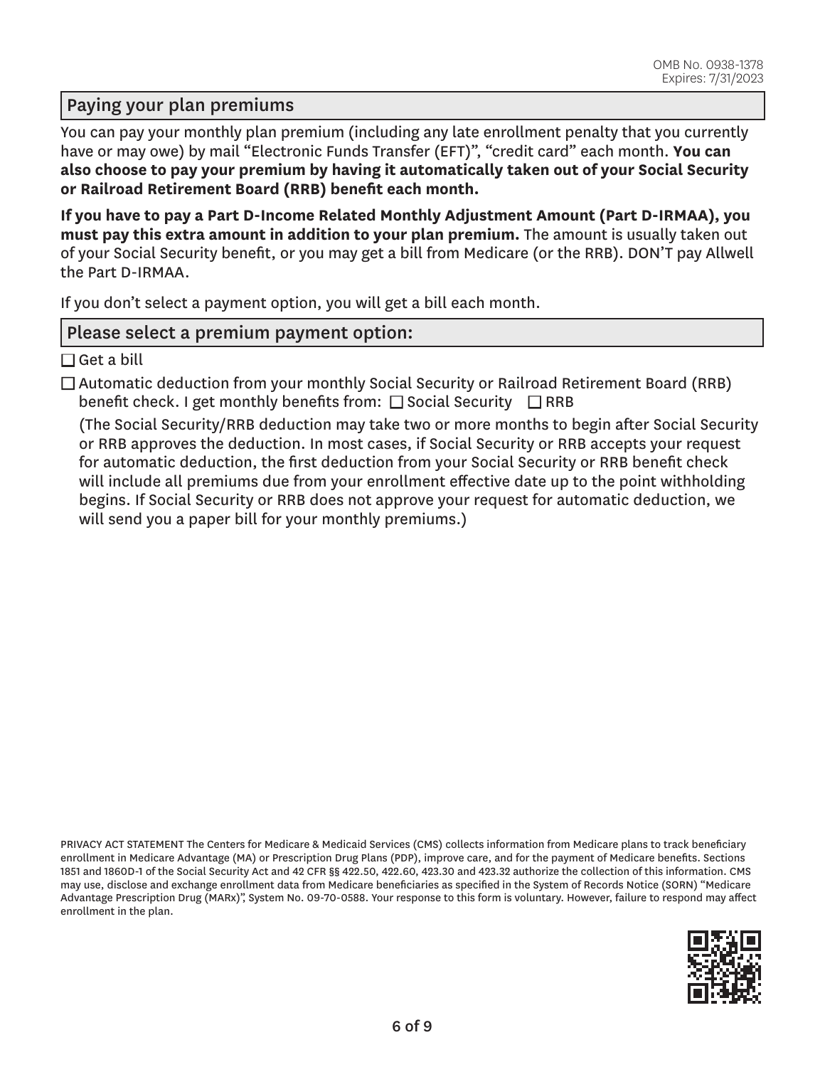OMB No. 0938-1378
Expires: 7/31/2023

## Paying your plan premiums

You can pay your monthly plan premium (including any late enrollment penalty that you currently have or may owe) by mail "Electronic Funds Transfer (EFT)", "credit card" each month. **You can also choose to pay your premium by having it automatically taken out of your Social Security or Railroad Retirement Board (RRB) benefit each month.**

**If you have to pay a Part D-Income Related Monthly Adjustment Amount (Part D-IRMAA), you must pay this extra amount in addition to your plan premium.** The amount is usually taken out of your Social Security benefit, or you may get a bill from Medicare (or the RRB). DON'T pay Allwell the Part D-IRMAA.

If you don't select a payment option, you will get a bill each month.

## Please select a premium payment option:

☐ Get a bill

☐ Automatic deduction from your monthly Social Security or Railroad Retirement Board (RRB) benefit check. I get monthly benefits from: ☐ Social Security ☐ RRB

(The Social Security/RRB deduction may take two or more months to begin after Social Security or RRB approves the deduction. In most cases, if Social Security or RRB accepts your request for automatic deduction, the first deduction from your Social Security or RRB benefit check will include all premiums due from your enrollment effective date up to the point withholding begins. If Social Security or RRB does not approve your request for automatic deduction, we will send you a paper bill for your monthly premiums.)

PRIVACY ACT STATEMENT The Centers for Medicare & Medicaid Services (CMS) collects information from Medicare plans to track beneficiary enrollment in Medicare Advantage (MA) or Prescription Drug Plans (PDP), improve care, and for the payment of Medicare benefits. Sections 1851 and 1860D-1 of the Social Security Act and 42 CFR §§ 422.50, 422.60, 423.30 and 423.32 authorize the collection of this information. CMS may use, disclose and exchange enrollment data from Medicare beneficiaries as specified in the System of Records Notice (SORN) "Medicare Advantage Prescription Drug (MARx)", System No. 09-70-0588. Your response to this form is voluntary. However, failure to respond may affect enrollment in the plan.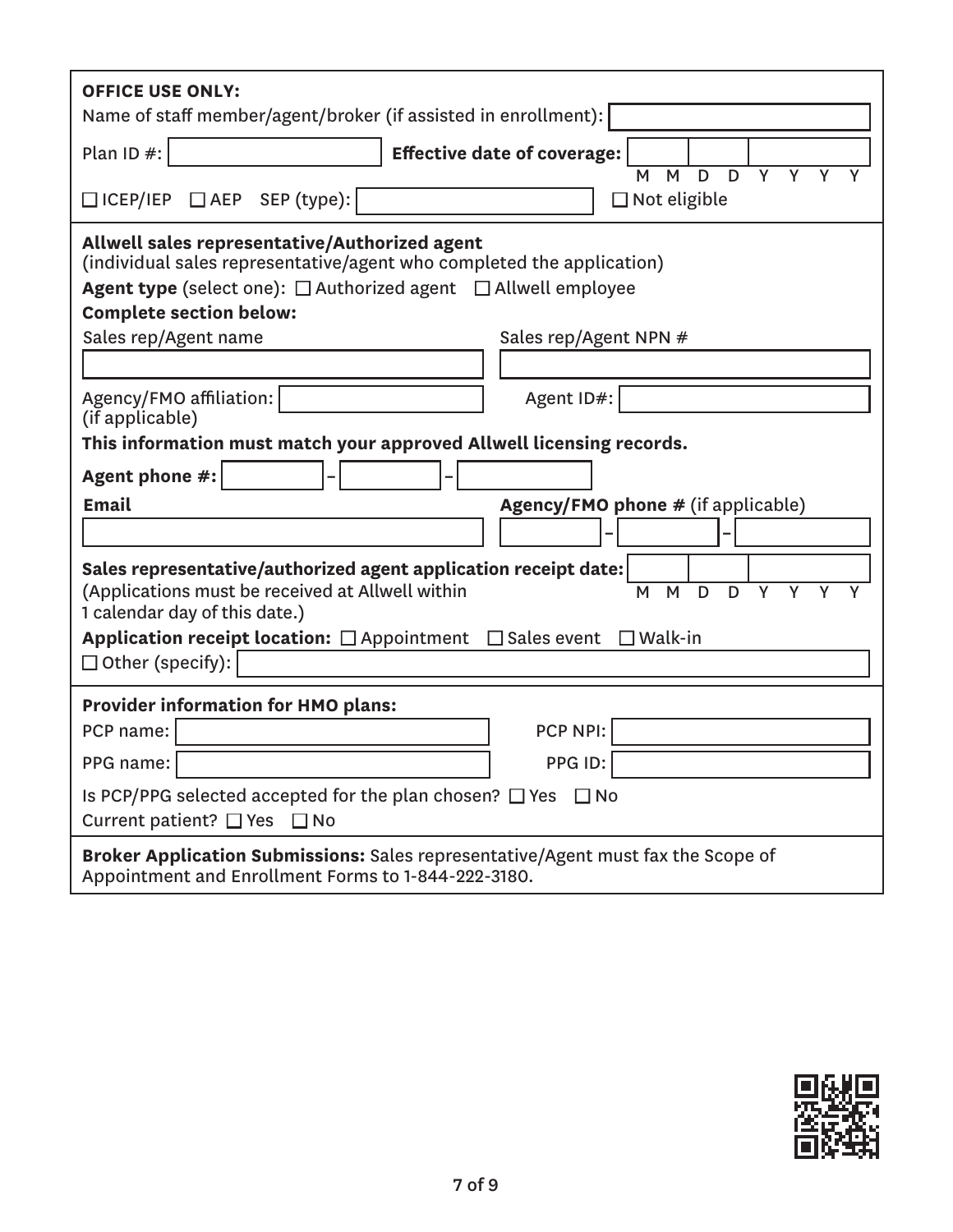**OFFICE USE ONLY:**

Name of staff member/agent/broker (if assisted in enrollment): 

Plan ID #:  **Effective date of coverage:** M M D D Y Y Y Y

☐ ICEP/IEP ☐ AEP SEP (type):  ☐ Not eligible

**Allwell sales representative/Authorized agent**
(individual sales representative/agent who completed the application)

**Agent type** (select one): ☐ Authorized agent ☐ Allwell employee

**Complete section below:**

Sales rep/Agent name

Sales rep/Agent NPN #

Agency/FMO affiliation: (if applicable)

Agent ID#:

**This information must match your approved Allwell licensing records.**

**Agent phone #:** – –

**Email**

**Agency/FMO phone #** (if applicable) – –

**Sales representative/authorized agent application receipt date:** M M D D Y Y Y Y
(Applications must be received at Allwell within 1 calendar day of this date.)

**Application receipt location:** ☐ Appointment ☐ Sales event ☐ Walk-in
☐ Other (specify):

**Provider information for HMO plans:**

PCP name:  PCP NPI:

PPG name:  PPG ID:

Is PCP/PPG selected accepted for the plan chosen? ☐ Yes ☐ No

Current patient? ☐ Yes ☐ No

**Broker Application Submissions:** Sales representative/Agent must fax the Scope of Appointment and Enrollment Forms to 1-844-222-3180.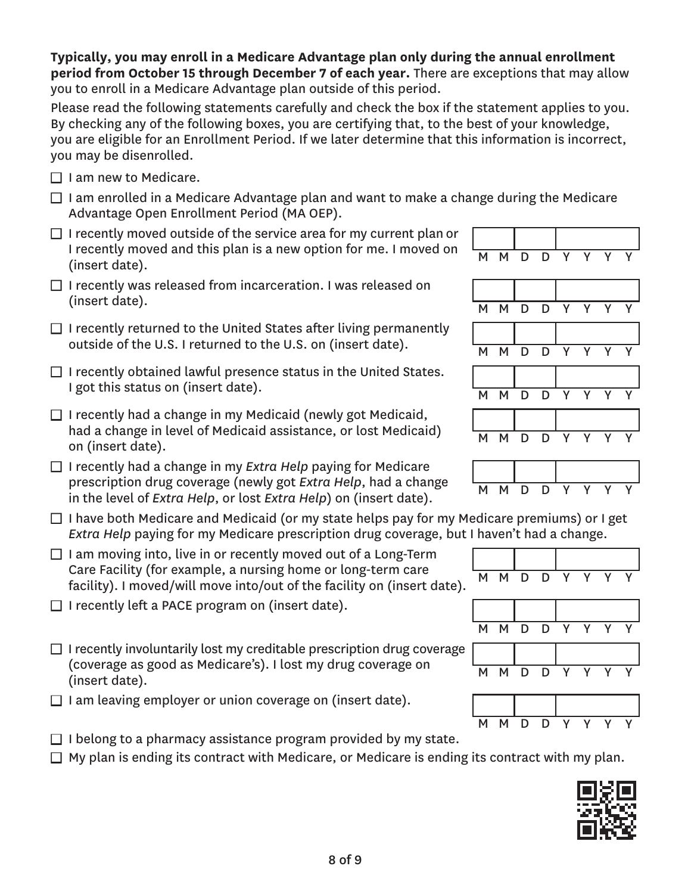**Typically, you may enroll in a Medicare Advantage plan only during the annual enrollment period from October 15 through December 7 of each year.** There are exceptions that may allow you to enroll in a Medicare Advantage plan outside of this period.

Please read the following statements carefully and check the box if the statement applies to you. By checking any of the following boxes, you are certifying that, to the best of your knowledge, you are eligible for an Enrollment Period. If we later determine that this information is incorrect, you may be disenrolled.

- ☐ I am new to Medicare.
- ☐ I am enrolled in a Medicare Advantage plan and want to make a change during the Medicare Advantage Open Enrollment Period (MA OEP).
- ☐ I recently moved outside of the service area for my current plan or I recently moved and this plan is a new option for me. I moved on (insert date). MM DD YYYY
- ☐ I recently was released from incarceration. I was released on (insert date). MM DD YYYY
- ☐ I recently returned to the United States after living permanently outside of the U.S. I returned to the U.S. on (insert date). MM DD YYYY
- ☐ I recently obtained lawful presence status in the United States. I got this status on (insert date). MM DD YYYY
- ☐ I recently had a change in my Medicaid (newly got Medicaid, had a change in level of Medicaid assistance, or lost Medicaid) on (insert date). MM DD YYYY
- ☐ I recently had a change in my *Extra Help* paying for Medicare prescription drug coverage (newly got *Extra Help*, had a change in the level of *Extra Help*, or lost *Extra Help*) on (insert date). MM DD YYYY
- ☐ I have both Medicare and Medicaid (or my state helps pay for my Medicare premiums) or I get *Extra Help* paying for my Medicare prescription drug coverage, but I haven't had a change.
- ☐ I am moving into, live in or recently moved out of a Long-Term Care Facility (for example, a nursing home or long-term care facility). I moved/will move into/out of the facility on (insert date). MM DD YYYY
- ☐ I recently left a PACE program on (insert date). MM DD YYYY
- ☐ I recently involuntarily lost my creditable prescription drug coverage (coverage as good as Medicare's). I lost my drug coverage on (insert date). MM DD YYYY
- ☐ I am leaving employer or union coverage on (insert date). MM DD YYYY
- ☐ I belong to a pharmacy assistance program provided by my state.
- ☐ My plan is ending its contract with Medicare, or Medicare is ending its contract with my plan.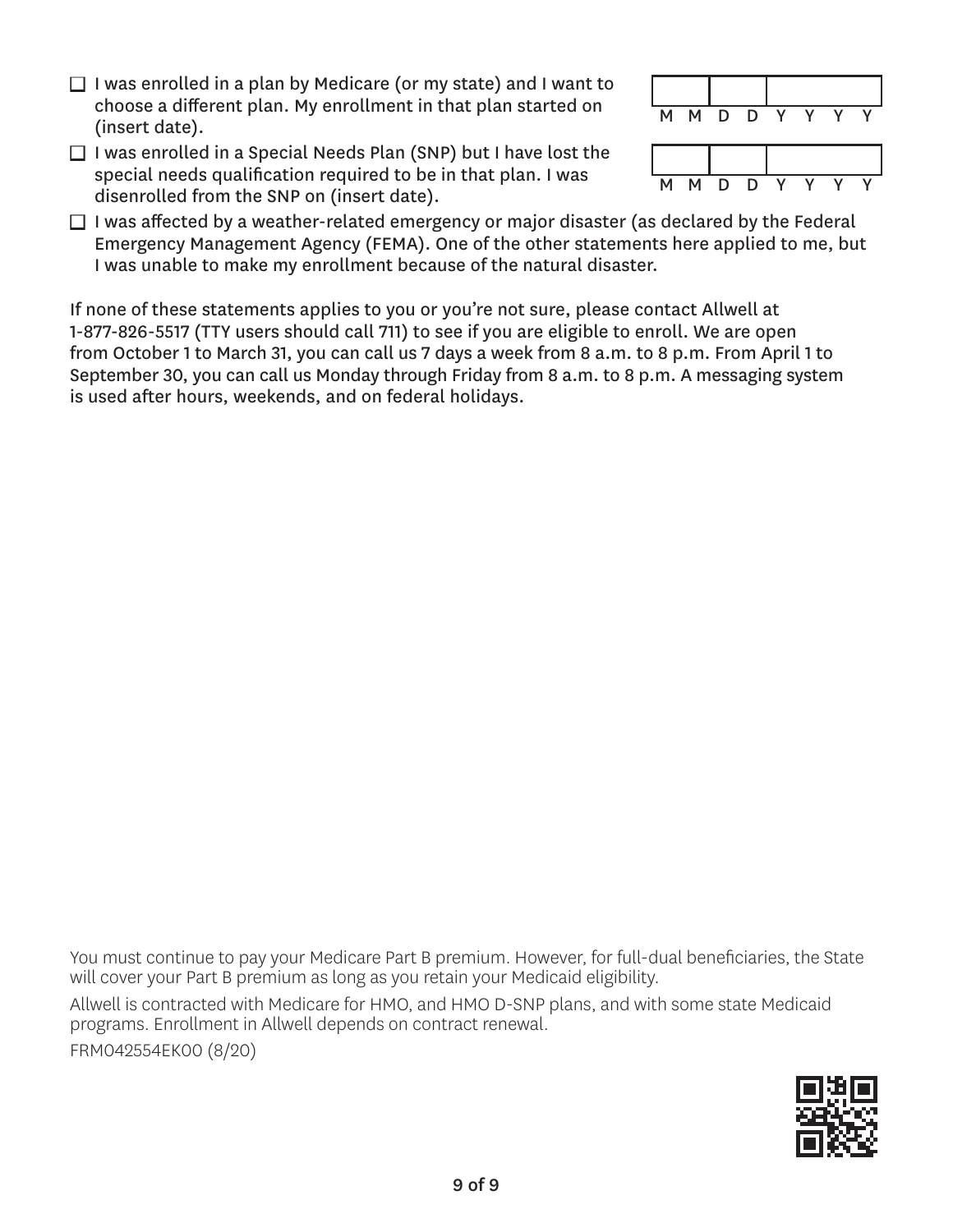- ☐ I was enrolled in a plan by Medicare (or my state) and I want to choose a different plan. My enrollment in that plan started on (insert date). \_\_ \_\_ / \_\_ \_\_ / \_\_ \_\_ \_\_ \_\_ (M M D D Y Y Y Y)
- ☐ I was enrolled in a Special Needs Plan (SNP) but I have lost the special needs qualification required to be in that plan. I was disenrolled from the SNP on (insert date). \_\_ \_\_ / \_\_ \_\_ / \_\_ \_\_ \_\_ \_\_ (M M D D Y Y Y Y)
- ☐ I was affected by a weather-related emergency or major disaster (as declared by the Federal Emergency Management Agency (FEMA). One of the other statements here applied to me, but I was unable to make my enrollment because of the natural disaster.

If none of these statements applies to you or you're not sure, please contact Allwell at 1-877-826-5517 (TTY users should call 711) to see if you are eligible to enroll. We are open from October 1 to March 31, you can call us 7 days a week from 8 a.m. to 8 p.m. From April 1 to September 30, you can call us Monday through Friday from 8 a.m. to 8 p.m. A messaging system is used after hours, weekends, and on federal holidays.

You must continue to pay your Medicare Part B premium. However, for full-dual beneficiaries, the State will cover your Part B premium as long as you retain your Medicaid eligibility.

Allwell is contracted with Medicare for HMO, and HMO D-SNP plans, and with some state Medicaid programs. Enrollment in Allwell depends on contract renewal.

FRM042554EK00 (8/20)